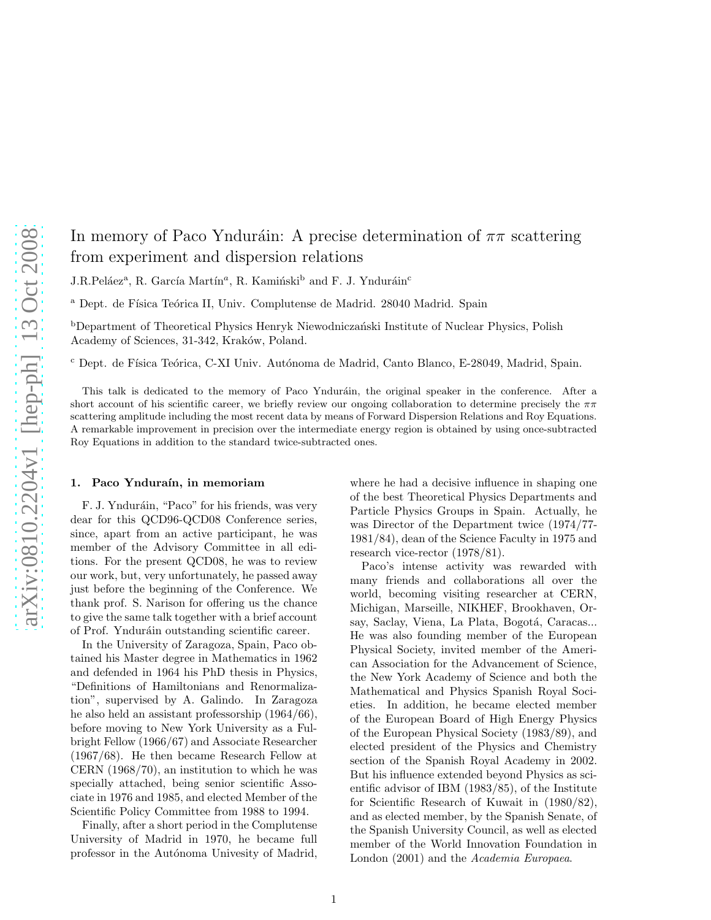# In memory of Paco Ynduráin: A precise determination of $\pi\pi$ scattering from experiment and dispersion relations

J.R.Peláez[a], R. García Martín[a], R. Kamiński[b] and F. J. Ynduráin[c]

[a] Dept. de Física Teórica II, Univ. Complutense de Madrid. 28040 Madrid. Spain

[b]Department of Theoretical Physics Henryk Niewodniczański Institute of Nuclear Physics, Polish Academy of Sciences, 31-342, Kraków, Poland.

[c] Dept. de Física Teórica, C-XI Univ. Autónoma de Madrid, Canto Blanco, E-28049, Madrid, Spain.

This talk is dedicated to the memory of Paco Ynduráin, the original speaker in the conference. After a short account of his scientific career, we briefly review our ongoing collaboration to determine precisely the $\pi\pi$ scattering amplitude including the most recent data by means of Forward Dispersion Relations and Roy Equations. A remarkable improvement in precision over the intermediate energy region is obtained by using once-subtracted Roy Equations in addition to the standard twice-subtracted ones.

## 1. Paco Ynduraín, in memoriam

F. J. Ynduráin, "Paco" for his friends, was very dear for this QCD96-QCD08 Conference series, since, apart from an active participant, he was member of the Advisory Committee in all editions. For the present QCD08, he was to review our work, but, very unfortunately, he passed away just before the beginning of the Conference. We thank prof. S. Narison for offering us the chance to give the same talk together with a brief account of Prof. Ynduráin outstanding scientific career.

In the University of Zaragoza, Spain, Paco obtained his Master degree in Mathematics in 1962 and defended in 1964 his PhD thesis in Physics, "Definitions of Hamiltonians and Renormalization", supervised by A. Galindo. In Zaragoza he also held an assistant professorship (1964/66), before moving to New York University as a Fulbright Fellow (1966/67) and Associate Researcher (1967/68). He then became Research Fellow at CERN (1968/70), an institution to which he was specially attached, being senior scientific Associate in 1976 and 1985, and elected Member of the Scientific Policy Committee from 1988 to 1994.

Finally, after a short period in the Complutense University of Madrid in 1970, he became full professor in the Autónoma Univesity of Madrid, where he had a decisive influence in shaping one of the best Theoretical Physics Departments and Particle Physics Groups in Spain. Actually, he was Director of the Department twice (1974/77-1981/84), dean of the Science Faculty in 1975 and research vice-rector (1978/81).

Paco's intense activity was rewarded with many friends and collaborations all over the world, becoming visiting researcher at CERN, Michigan, Marseille, NIKHEF, Brookhaven, Orsay, Saclay, Viena, La Plata, Bogotá, Caracas... He was also founding member of the European Physical Society, invited member of the American Association for the Advancement of Science, the New York Academy of Science and both the Mathematical and Physics Spanish Royal Societies. In addition, he became elected member of the European Board of High Energy Physics of the European Physical Society (1983/89), and elected president of the Physics and Chemistry section of the Spanish Royal Academy in 2002. But his influence extended beyond Physics as scientific advisor of IBM (1983/85), of the Institute for Scientific Research of Kuwait in (1980/82), and as elected member, by the Spanish Senate, of the Spanish University Council, as well as elected member of the World Innovation Foundation in London (2001) and the *Academia Europaea*.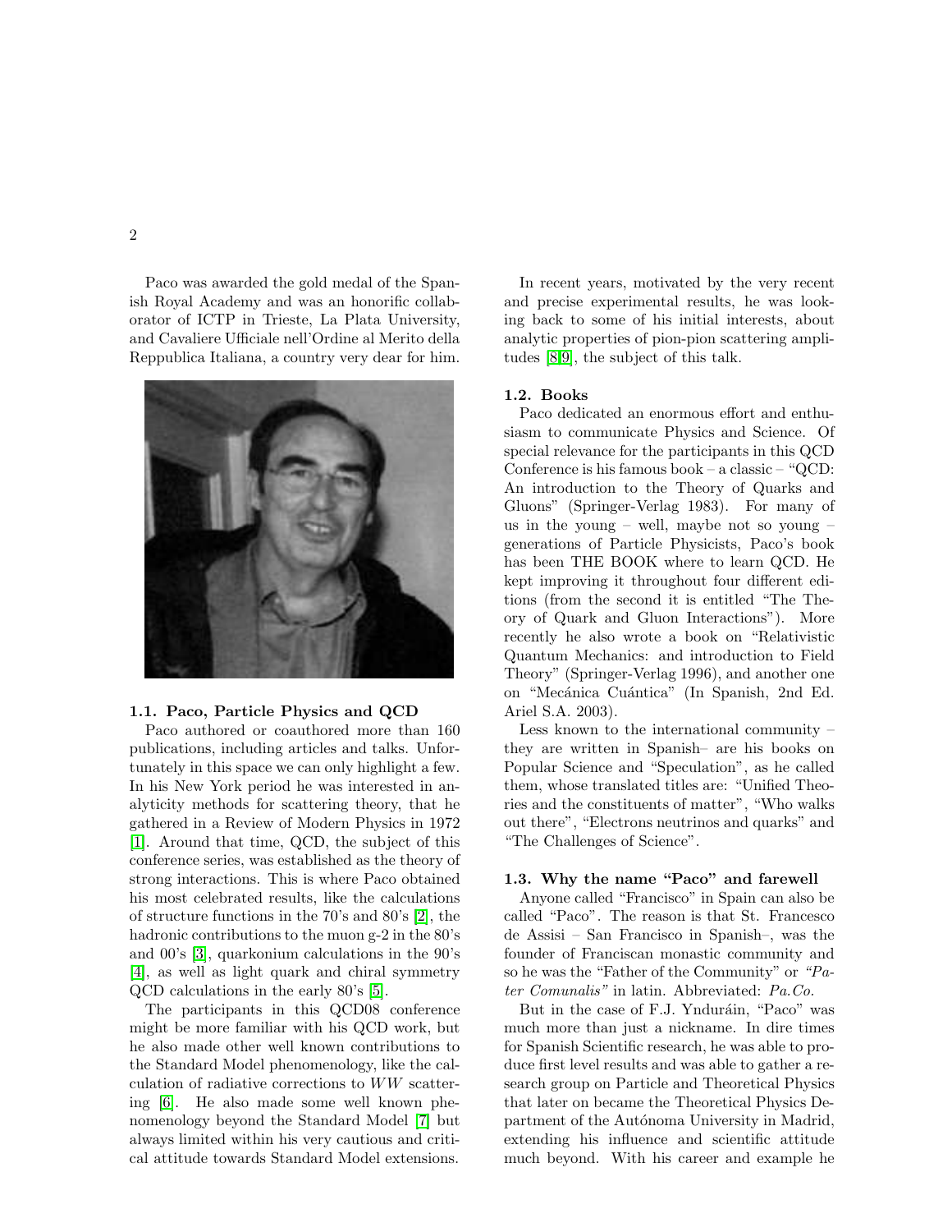Paco was awarded the gold medal of the Spanish Royal Academy and was an honorific collaborator of ICTP in Trieste, La Plata University, and Cavaliere Ufficiale nell'Ordine al Merito della Reppublica Italiana, a country very dear for him.

### 1.1. Paco, Particle Physics and QCD

Paco authored or coauthored more than 160 publications, including articles and talks. Unfortunately in this space we can only highlight a few. In his New York period he was interested in analyticity methods for scattering theory, that he gathered in a Review of Modern Physics in 1972 [1]. Around that time, QCD, the subject of this conference series, was established as the theory of strong interactions. This is where Paco obtained his most celebrated results, like the calculations of structure functions in the 70's and 80's [2], the hadronic contributions to the muon g-2 in the 80's and 00's [3], quarkonium calculations in the 90's [4], as well as light quark and chiral symmetry QCD calculations in the early 80's [5].

The participants in this QCD08 conference might be more familiar with his QCD work, but he also made other well known contributions to the Standard Model phenomenology, like the calculation of radiative corrections to $WW$ scattering [6]. He also made some well known phenomenology beyond the Standard Model [7] but always limited within his very cautious and critical attitude towards Standard Model extensions.

In recent years, motivated by the very recent and precise experimental results, he was looking back to some of his initial interests, about analytic properties of pion-pion scattering amplitudes [8,9], the subject of this talk.

### 1.2. Books

Paco dedicated an enormous effort and enthusiasm to communicate Physics and Science. Of special relevance for the participants in this QCD Conference is his famous book – a classic – "QCD: An introduction to the Theory of Quarks and Gluons" (Springer-Verlag 1983). For many of us in the young – well, maybe not so young – generations of Particle Physicists, Paco's book has been THE BOOK where to learn QCD. He kept improving it throughout four different editions (from the second it is entitled "The Theory of Quark and Gluon Interactions"). More recently he also wrote a book on "Relativistic Quantum Mechanics: and introduction to Field Theory" (Springer-Verlag 1996), and another one on "Mecánica Cuántica" (In Spanish, 2nd Ed. Ariel S.A. 2003).

Less known to the international community – they are written in Spanish– are his books on Popular Science and "Speculation", as he called them, whose translated titles are: "Unified Theories and the constituents of matter", "Who walks out there", "Electrons neutrinos and quarks" and "The Challenges of Science".

### 1.3. Why the name "Paco" and farewell

Anyone called "Francisco" in Spain can also be called "Paco". The reason is that St. Francesco de Assisi – San Francisco in Spanish–, was the founder of Franciscan monastic community and so he was the "Father of the Community" or *"Pater Comunalis"* in latin. Abbreviated: *Pa.Co.*

But in the case of F.J. Ynduráin, "Paco" was much more than just a nickname. In dire times for Spanish Scientific research, he was able to produce first level results and was able to gather a research group on Particle and Theoretical Physics that later on became the Theoretical Physics Department of the Autónoma University in Madrid, extending his influence and scientific attitude much beyond. With his career and example he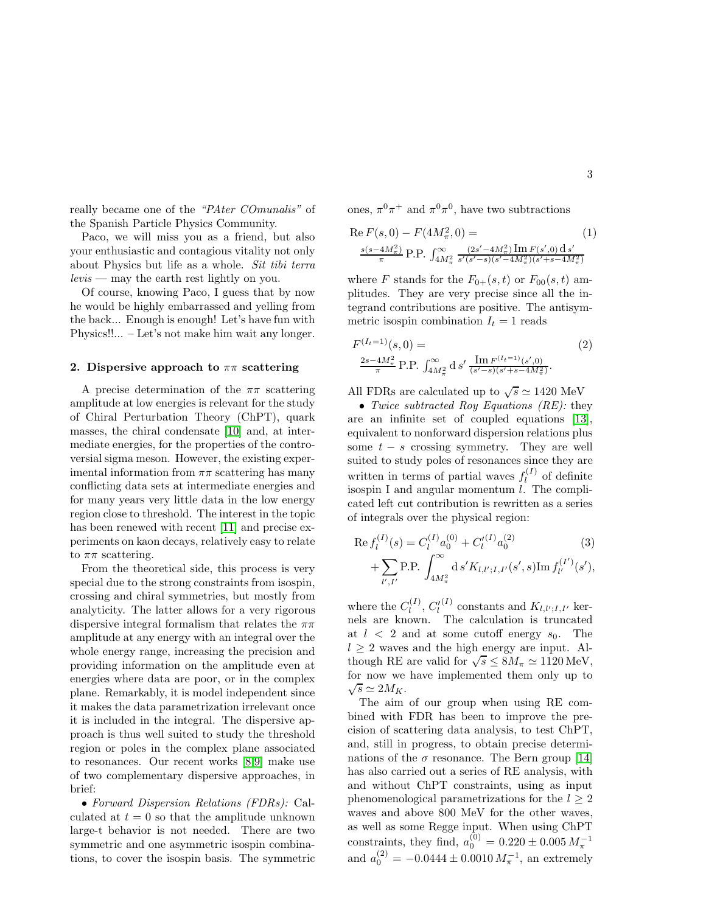really became one of the *"PAter COmunalis"* of the Spanish Particle Physics Community.

Paco, we will miss you as a friend, but also your enthusiastic and contagious vitality not only about Physics but life as a whole. *Sit tibi terra levis* — may the earth rest lightly on you.

Of course, knowing Paco, I guess that by now he would be highly embarrassed and yelling from the back... Enough is enough! Let's have fun with Physics!!... – Let's not make him wait any longer.

## 2. Dispersive approach to $\pi\pi$ scattering

A precise determination of the $\pi\pi$ scattering amplitude at low energies is relevant for the study of Chiral Perturbation Theory (ChPT), quark masses, the chiral condensate [10] and, at intermediate energies, for the properties of the controversial sigma meson. However, the existing experimental information from $\pi\pi$ scattering has many conflicting data sets at intermediate energies and for many years very little data in the low energy region close to threshold. The interest in the topic has been renewed with recent [11] and precise experiments on kaon decays, relatively easy to relate to $\pi\pi$ scattering.

From the theoretical side, this process is very special due to the strong constraints from isospin, crossing and chiral symmetries, but mostly from analyticity. The latter allows for a very rigorous dispersive integral formalism that relates the $\pi\pi$ amplitude at any energy with an integral over the whole energy range, increasing the precision and providing information on the amplitude even at energies where data are poor, or in the complex plane. Remarkably, it is model independent since it makes the data parametrization irrelevant once it is included in the integral. The dispersive approach is thus well suited to study the threshold region or poles in the complex plane associated to resonances. Our recent works [8,9] make use of two complementary dispersive approaches, in brief:

- *Forward Dispersion Relations (FDRs):* Calculated at $t=0$ so that the amplitude unknown large-t behavior is not needed. There are two symmetric and one asymmetric isospin combinations, to cover the isospin basis. The symmetric ones, $\pi^0\pi^+$ and $\pi^0\pi^0$, have two subtractions

$$\mathrm{Re}\,F(s,0) - F(4M_\pi^2,0) = \frac{s(s-4M_\pi^2)}{\pi}\,\mathrm{P.P.}\int_{4M_\pi^2}^\infty \frac{(2s'-4M_\pi^2)\,\mathrm{Im}\,F(s',0)\,\mathrm{d}\,s'}{s'(s'-s)(s'-4M_\pi^2)(s'+s-4M_\pi^2)} \tag{1}$$

where $F$ stands for the $F_{0+}(s,t)$ or $F_{00}(s,t)$ amplitudes. They are very precise since all the integrand contributions are positive. The antisymmetric isospin combination $I_t=1$ reads

$$F^{(I_t=1)}(s,0) = \frac{2s-4M_\pi^2}{\pi}\,\mathrm{P.P.}\int_{4M_\pi^2}^\infty \mathrm{d}\,s'\,\frac{\mathrm{Im}\,F^{(I_t=1)}(s',0)}{(s'-s)(s'+s-4M_\pi^2)}. \tag{2}$$

All FDRs are calculated up to $\sqrt{s}\simeq 1420$ MeV

- *Twice subtracted Roy Equations (RE):* they are an infinite set of coupled equations [13], equivalent to nonforward dispersion relations plus some $t-s$ crossing symmetry. They are well suited to study poles of resonances since they are written in terms of partial waves $f_l^{(I)}$ of definite isospin I and angular momentum $l$. The complicated left cut contribution is rewritten as a series of integrals over the physical region:

$$\mathrm{Re}\,f_l^{(I)}(s) = C_l^{(I)}a_0^{(0)} + C_l'^{(I)}a_0^{(2)} + \sum_{l',I'}\mathrm{P.P.}\int_{4M_\pi^2}^\infty \mathrm{d}\,s' K_{l,l';I,I'}(s',s)\,\mathrm{Im}\,f_{l'}^{(I')}(s'), \tag{3}$$

where the $C_l^{(I)}$, $C_l'^{(I)}$ constants and $K_{l,l';I,I'}$ kernels are known. The calculation is truncated at $l<2$ and at some cutoff energy $s_0$. The $l\geq 2$ waves and the high energy are input. Although RE are valid for $\sqrt{s}\leq 8M_\pi\simeq 1120\,$MeV, for now we have implemented them only up to $\sqrt{s}\simeq 2M_K$.

The aim of our group when using RE combined with FDR has been to improve the precision of scattering data analysis, to test ChPT, and, still in progress, to obtain precise determinations of the $\sigma$ resonance. The Bern group [14] has also carried out a series of RE analysis, with and without ChPT constraints, using as input phenomenological parametrizations for the $l\geq 2$ waves and above 800 MeV for the other waves, as well as some Regge input. When using ChPT constraints, they find, $a_0^{(0)} = 0.220\pm 0.005\,M_\pi^{-1}$ and $a_0^{(2)} = -0.0444\pm 0.0010\,M_\pi^{-1}$, an extremely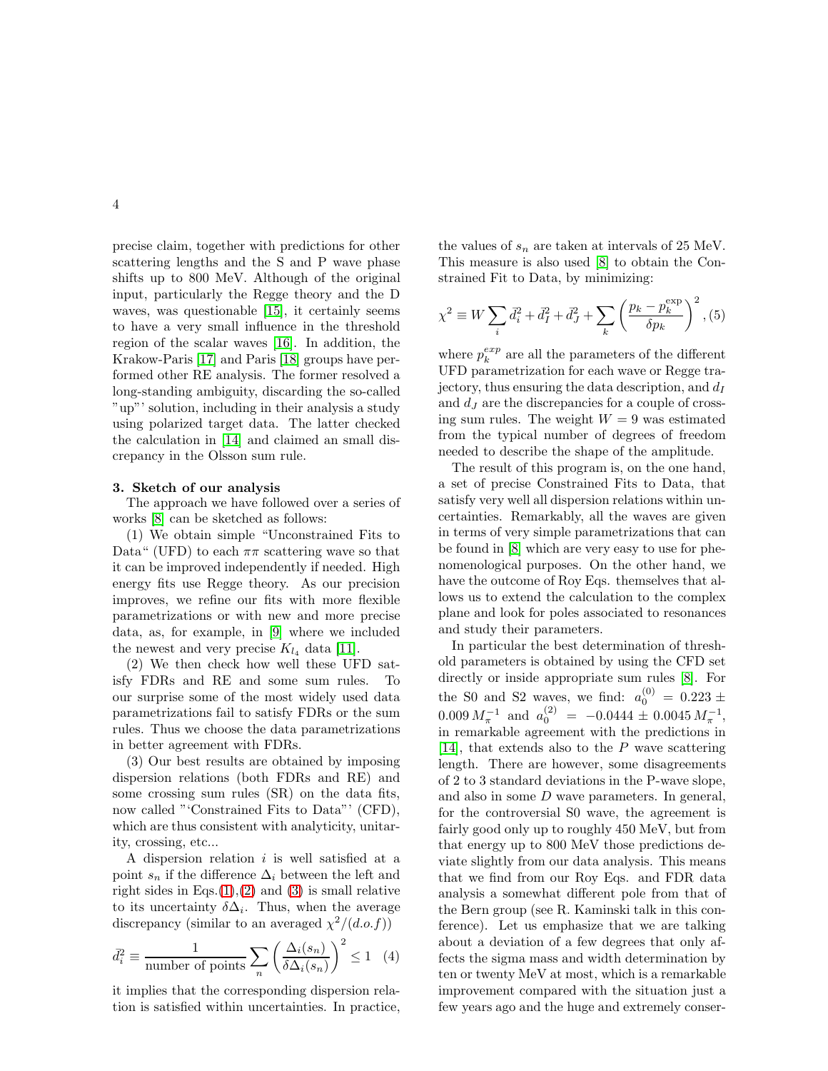precise claim, together with predictions for other scattering lengths and the S and P wave phase shifts up to 800 MeV. Although of the original input, particularly the Regge theory and the D waves, was questionable [15], it certainly seems to have a very small influence in the threshold region of the scalar waves [16]. In addition, the Krakow-Paris [17] and Paris [18] groups have performed other RE analysis. The former resolved a long-standing ambiguity, discarding the so-called "up"' solution, including in their analysis a study using polarized target data. The latter checked the calculation in [14] and claimed an small discrepancy in the Olsson sum rule.

### 3. Sketch of our analysis

The approach we have followed over a series of works [8] can be sketched as follows:

(1) We obtain simple "Unconstrained Fits to Data" (UFD) to each $\pi\pi$ scattering wave so that it can be improved independently if needed. High energy fits use Regge theory. As our precision improves, we refine our fits with more flexible parametrizations or with new and more precise data, as, for example, in [9] where we included the newest and very precise $K_{l_4}$ data [11].

(2) We then check how well these UFD satisfy FDRs and RE and some sum rules. To our surprise some of the most widely used data parametrizations fail to satisfy FDRs or the sum rules. Thus we choose the data parametrizations in better agreement with FDRs.

(3) Our best results are obtained by imposing dispersion relations (both FDRs and RE) and some crossing sum rules (SR) on the data fits, now called "'Constrained Fits to Data"' (CFD), which are thus consistent with analyticity, unitarity, crossing, etc...

A dispersion relation $i$ is well satisfied at a point $s_n$ if the difference $\Delta_i$ between the left and right sides in Eqs.(1),(2) and (3) is small relative to its uncertainty $\delta\Delta_i$. Thus, when the average discrepancy (similar to an averaged $\chi^2/(d.o.f)$)

$$\bar{d}_i^2 \equiv \frac{1}{\text{number of points}} \sum_n \left(\frac{\Delta_i(s_n)}{\delta\Delta_i(s_n)}\right)^2 \leq 1 \quad (4)$$

it implies that the corresponding dispersion relation is satisfied within uncertainties. In practice, the values of $s_n$ are taken at intervals of 25 MeV. This measure is also used [8] to obtain the Constrained Fit to Data, by minimizing:

$$\chi^2 \equiv W \sum_i \bar{d}_i^2 + \bar{d}_I^2 + \bar{d}_J + \sum_k \left(\frac{p_k - p_k^{\rm exp}}{\delta p_k}\right)^2, (5)$$

where $p_k^{exp}$ are all the parameters of the different UFD parametrization for each wave or Regge trajectory, thus ensuring the data description, and $d_I$ and $d_J$ are the discrepancies for a couple of crossing sum rules. The weight $W = 9$ was estimated from the typical number of degrees of freedom needed to describe the shape of the amplitude.

The result of this program is, on the one hand, a set of precise Constrained Fits to Data, that satisfy very well all dispersion relations within uncertainties. Remarkably, all the waves are given in terms of very simple parametrizations that can be found in [8] which are very easy to use for phenomenological purposes. On the other hand, we have the outcome of Roy Eqs. themselves that allows us to extend the calculation to the complex plane and look for poles associated to resonances and study their parameters.

In particular the best determination of threshold parameters is obtained by using the CFD set directly or inside appropriate sum rules [8]. For the S0 and S2 waves, we find: $a_0^{(0)} = 0.223 \pm 0.009\, M_\pi^{-1}$ and $a_0^{(2)} = -0.0444 \pm 0.0045\, M_\pi^{-1}$, in remarkable agreement with the predictions in [14], that extends also to the $P$ wave scattering length. There are however, some disagreements of 2 to 3 standard deviations in the P-wave slope, and also in some $D$ wave parameters. In general, for the controversial S0 wave, the agreement is fairly good only up to roughly 450 MeV, but from that energy up to 800 MeV those predictions deviate slightly from our data analysis. This means that we find from our Roy Eqs. and FDR data analysis a somewhat different pole from that of the Bern group (see R. Kaminski talk in this conference). Let us emphasize that we are talking about a deviation of a few degrees that only affects the sigma mass and width determination by ten or twenty MeV at most, which is a remarkable improvement compared with the situation just a few years ago and the huge and extremely conser-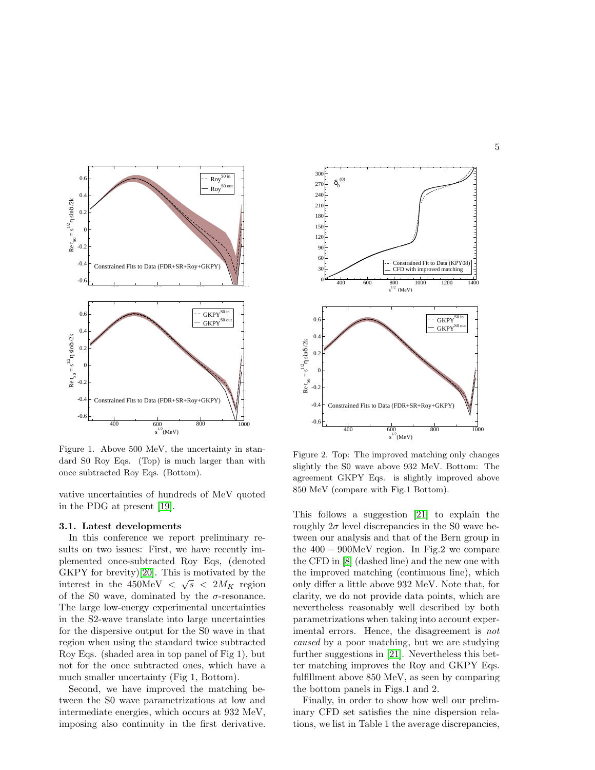Figure 1. Above 500 MeV, the uncertainty in standard S0 Roy Eqs. (Top) is much larger than with once subtracted Roy Eqs. (Bottom).

vative uncertainties of hundreds of MeV quoted in the PDG at present [19].

### 3.1. Latest developments

In this conference we report preliminary results on two issues: First, we have recently implemented once-subtracted Roy Eqs, (denoted GKPY for brevity)[20]. This is motivated by the interest in the $450\text{MeV} < \sqrt{s} < 2M_K$ region of the S0 wave, dominated by the $\sigma$-resonance. The large low-energy experimental uncertainties in the S2-wave translate into large uncertainties for the dispersive output for the S0 wave in that region when using the standard twice subtracted Roy Eqs. (shaded area in top panel of Fig 1), but not for the once subtracted ones, which have a much smaller uncertainty (Fig 1, Bottom).

Second, we have improved the matching between the S0 wave parametrizations at low and intermediate energies, which occurs at 932 MeV, imposing also continuity in the first derivative.

Figure 2. Top: The improved matching only changes slightly the S0 wave above 932 MeV. Bottom: The agreement GKPY Eqs. is slightly improved above 850 MeV (compare with Fig.1 Bottom).

This follows a suggestion [21] to explain the roughly $2\sigma$ level discrepancies in the S0 wave between our analysis and that of the Bern group in the $400-900$MeV region. In Fig.2 we compare the CFD in [8] (dashed line) and the new one with the improved matching (continuous line), which only differ a little above 932 MeV. Note that, for clarity, we do not provide data points, which are nevertheless reasonably well described by both parametrizations when taking into account experimental errors. Hence, the disagreement is *not caused* by a poor matching, but we are studying further suggestions in [21]. Nevertheless this better matching improves the Roy and GKPY Eqs. fulfillment above 850 MeV, as seen by comparing the bottom panels in Figs.1 and 2.

Finally, in order to show how well our preliminary CFD set satisfies the nine dispersion relations, we list in Table 1 the average discrepancies,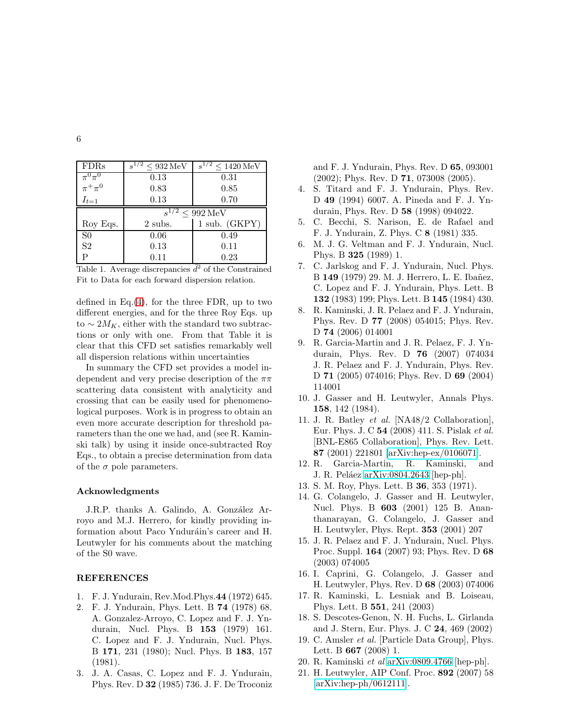| FDRs | $s^{1/2} \leq 932\,\mathrm{MeV}$ | $s^{1/2} \leq 1420\,\mathrm{MeV}$ |
|---|---|---|
| $\pi^0\pi^0$ | 0.13 | 0.31 |
| $\pi^+\pi^0$ | 0.83 | 0.85 |
| $I_{t=1}$ | 0.13 | 0.70 |

| | $s^{1/2} \leq 992\,\mathrm{MeV}$ | |
|---|---|---|
| Roy Eqs. | 2 subs. | 1 sub. (GKPY) |
| S0 | 0.06 | 0.49 |
| S2 | 0.13 | 0.11 |
| P | 0.11 | 0.23 |

Table 1. Average discrepancies $\bar{d}^2$ of the Constrained Fit to Data for each forward dispersion relation.

defined in Eq.(4), for the three FDR, up to two different energies, and for the three Roy Eqs. up to $\sim 2M_K$, either with the standard two subtractions or only with one. From that Table it is clear that this CFD set satisfies remarkably well all dispersion relations within uncertainties

In summary the CFD set provides a model independent and very precise description of the $\pi\pi$ scattering data consistent with analyticity and crossing that can be easily used for phenomenological purposes. Work is in progress to obtain an even more accurate description for threshold parameters than the one we had, and (see R. Kaminski talk) by using it inside once-subtracted Roy Eqs., to obtain a precise determination from data of the $\sigma$ pole parameters.

## Acknowledgments

J.R.P. thanks A. Galindo, A. González Arroyo and M.J. Herrero, for kindly providing information about Paco Ynduráin's career and H. Leutwyler for his comments about the matching of the S0 wave.

## REFERENCES

1. F. J. Yndurain, Rev.Mod.Phys.**44** (1972) 645.
2. F. J. Yndurain, Phys. Lett. B **74** (1978) 68. A. Gonzalez-Arroyo, C. Lopez and F. J. Yndurain, Nucl. Phys. B **153** (1979) 161. C. Lopez and F. J. Yndurain, Nucl. Phys. B **171**, 231 (1980); Nucl. Phys. B **183**, 157 (1981).
3. J. A. Casas, C. Lopez and F. J. Yndurain, Phys. Rev. D **32** (1985) 736. J. F. De Troconiz and F. J. Yndurain, Phys. Rev. D **65**, 093001 (2002); Phys. Rev. D **71**, 073008 (2005).
4. S. Titard and F. J. Yndurain, Phys. Rev. D **49** (1994) 6007. A. Pineda and F. J. Yndurain, Phys. Rev. D **58** (1998) 094022.
5. C. Becchi, S. Narison, E. de Rafael and F. J. Yndurain, Z. Phys. C **8** (1981) 335.
6. M. J. G. Veltman and F. J. Yndurain, Nucl. Phys. B **325** (1989) 1.
7. C. Jarlskog and F. J. Yndurain, Nucl. Phys. B **149** (1979) 29. M. J. Herrero, L. E. Ibañez, C. Lopez and F. J. Yndurain, Phys. Lett. B **132** (1983) 199; Phys. Lett. B **145** (1984) 430.
8. R. Kaminski, J. R. Pelaez and F. J. Yndurain, Phys. Rev. D **77** (2008) 054015; Phys. Rev. D **74** (2006) 014001
9. R. Garcia-Martin and J. R. Pelaez, F. J. Yndurain, Phys. Rev. D **76** (2007) 074034 J. R. Pelaez and F. J. Yndurain, Phys. Rev. D **71** (2005) 074016; Phys. Rev. D **69** (2004) 114001
10. J. Gasser and H. Leutwyler, Annals Phys. **158**, 142 (1984).
11. J. R. Batley *et al.* [NA48/2 Collaboration], Eur. Phys. J. C **54** (2008) 411. S. Pislak *et al.* [BNL-E865 Collaboration], Phys. Rev. Lett. **87** (2001) 221801 [arXiv:hep-ex/0106071].
12. R. Garcia-Martin, R. Kaminski, and J. R. Peláez arXiv:0804.2643 [hep-ph].
13. S. M. Roy, Phys. Lett. B **36**, 353 (1971).
14. G. Colangelo, J. Gasser and H. Leutwyler, Nucl. Phys. B **603** (2001) 125 B. Ananthanarayan, G. Colangelo, J. Gasser and H. Leutwyler, Phys. Rept. **353** (2001) 207
15. J. R. Pelaez and F. J. Yndurain, Nucl. Phys. Proc. Suppl. **164** (2007) 93; Phys. Rev. D **68** (2003) 074005
16. I. Caprini, G. Colangelo, J. Gasser and H. Leutwyler, Phys. Rev. D **68** (2003) 074006
17. R. Kaminski, L. Lesniak and B. Loiseau, Phys. Lett. B **551**, 241 (2003)
18. S. Descotes-Genon, N. H. Fuchs, L. Girlanda and J. Stern, Eur. Phys. J. C **24**, 469 (2002)
19. C. Amsler *et al.* [Particle Data Group], Phys. Lett. B **667** (2008) 1.
20. R. Kaminski *et al* arXiv:0809.4766 [hep-ph].
21. H. Leutwyler, AIP Conf. Proc. **892** (2007) 58 [arXiv:hep-ph/0612111].